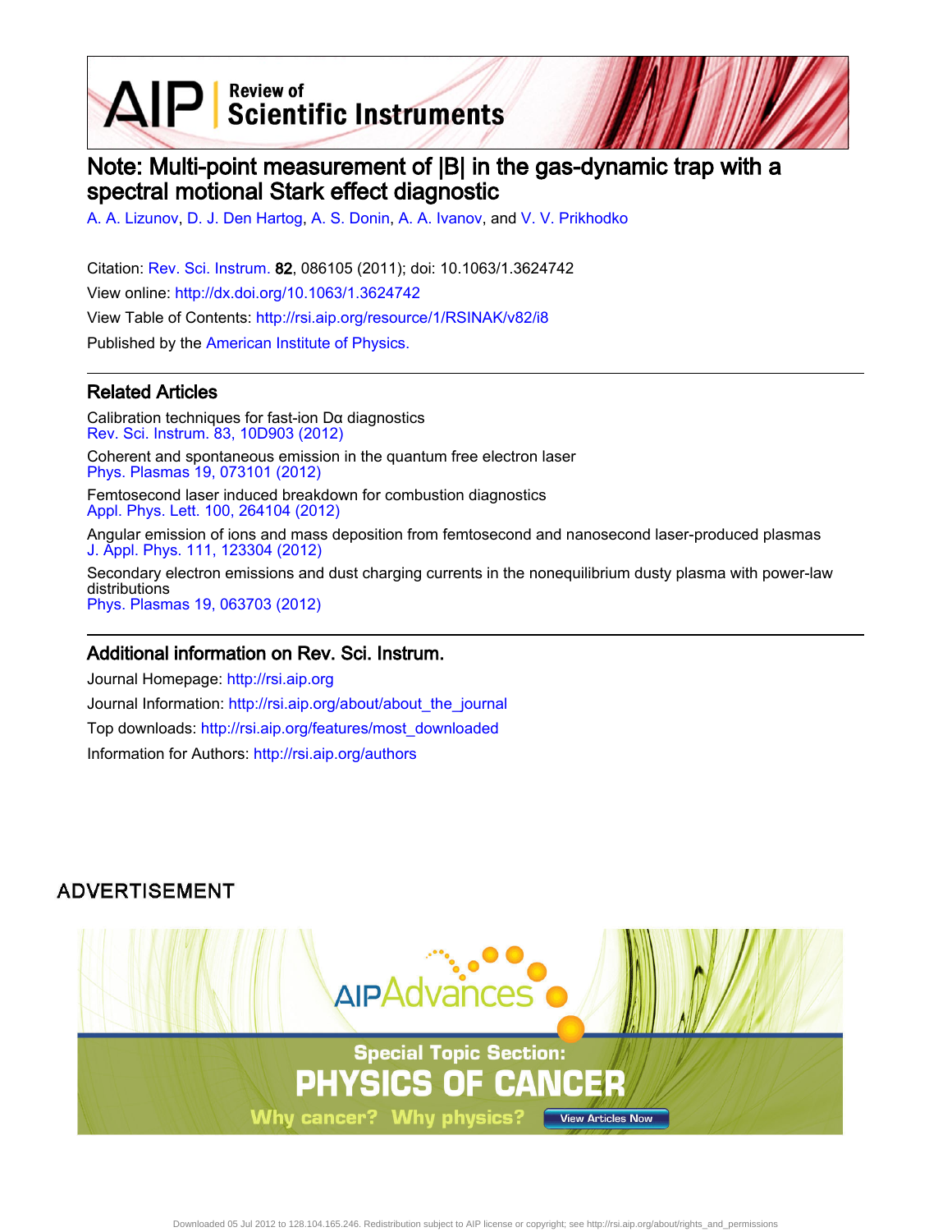# Note: Multi-point measurement of |B| in the gas-dynamic trap with a spectral motional Stark effect diagnostic

A. A. Lizunov, D. J. Den Hartog, A. S. Donin, A. A. Ivanov, and V. V. Prikhodko

Citation: Rev. Sci. Instrum. **82**, 086105 (2011); doi: 10.1063/1.3624742

View online: http://dx.doi.org/10.1063/1.3624742

View Table of Contents: http://rsi.aip.org/resource/1/RSINAK/v82/i8

Published by the American Institute of Physics.

## Related Articles

Calibration techniques for fast-ion Dα diagnostics
Rev. Sci. Instrum. 83, 10D903 (2012)

Coherent and spontaneous emission in the quantum free electron laser
Phys. Plasmas 19, 073101 (2012)

Femtosecond laser induced breakdown for combustion diagnostics
Appl. Phys. Lett. 100, 264104 (2012)

Angular emission of ions and mass deposition from femtosecond and nanosecond laser-produced plasmas
J. Appl. Phys. 111, 123304 (2012)

Secondary electron emissions and dust charging currents in the nonequilibrium dusty plasma with power-law distributions
Phys. Plasmas 19, 063703 (2012)

## Additional information on Rev. Sci. Instrum.

Journal Homepage: http://rsi.aip.org

Journal Information: http://rsi.aip.org/about/about_the_journal

Top downloads: http://rsi.aip.org/features/most_downloaded

Information for Authors: http://rsi.aip.org/authors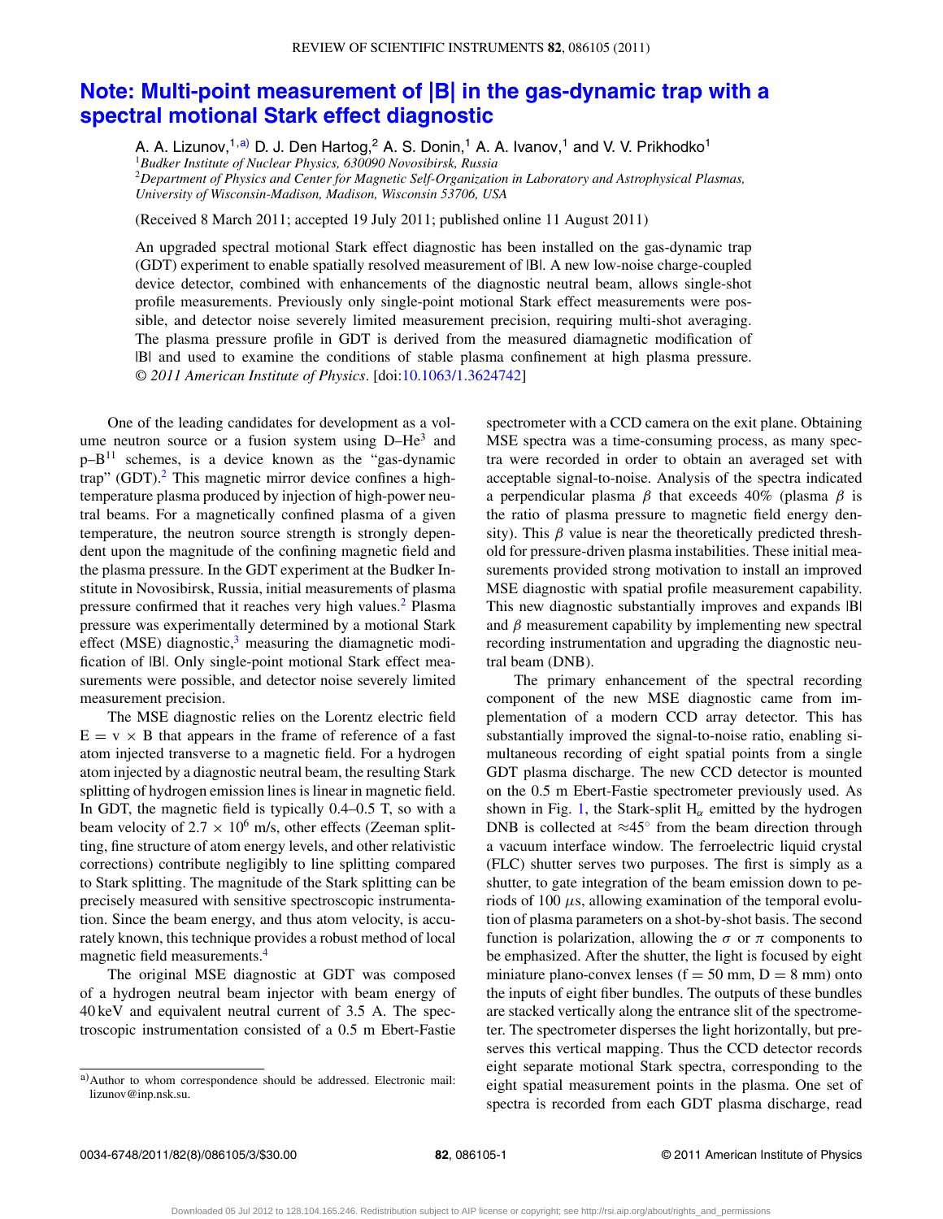# Note: Multi-point measurement of |B| in the gas-dynamic trap with a spectral motional Stark effect diagnostic

A. A. Lizunov,[1,a)] D. J. Den Hartog,[2] A. S. Donin,[1] A. A. Ivanov,[1] and V. V. Prikhodko[1]

[1]*Budker Institute of Nuclear Physics, 630090 Novosibirsk, Russia*
[2]*Department of Physics and Center for Magnetic Self-Organization in Laboratory and Astrophysical Plasmas, University of Wisconsin-Madison, Madison, Wisconsin 53706, USA*

(Received 8 March 2011; accepted 19 July 2011; published online 11 August 2011)

An upgraded spectral motional Stark effect diagnostic has been installed on the gas-dynamic trap (GDT) experiment to enable spatially resolved measurement of |B|. A new low-noise charge-coupled device detector, combined with enhancements of the diagnostic neutral beam, allows single-shot profile measurements. Previously only single-point motional Stark effect measurements were possible, and detector noise severely limited measurement precision, requiring multi-shot averaging. The plasma pressure profile in GDT is derived from the measured diamagnetic modification of |B| and used to examine the conditions of stable plasma confinement at high plasma pressure. *© 2011 American Institute of Physics*. [doi:10.1063/1.3624742]

One of the leading candidates for development as a volume neutron source or a fusion system using D–$He^3$ and p–$B^{11}$ schemes, is a device known as the "gas-dynamic trap" (GDT).[2] This magnetic mirror device confines a high-temperature plasma produced by injection of high-power neutral beams. For a magnetically confined plasma of a given temperature, the neutron source strength is strongly dependent upon the magnitude of the confining magnetic field and the plasma pressure. In the GDT experiment at the Budker Institute in Novosibirsk, Russia, initial measurements of plasma pressure confirmed that it reaches very high values.[2] Plasma pressure was experimentally determined by a motional Stark effect (MSE) diagnostic,[3] measuring the diamagnetic modification of |B|. Only single-point motional Stark effect measurements were possible, and detector noise severely limited measurement precision.

The MSE diagnostic relies on the Lorentz electric field $E = v \times B$ that appears in the frame of reference of a fast atom injected transverse to a magnetic field. For a hydrogen atom injected by a diagnostic neutral beam, the resulting Stark splitting of hydrogen emission lines is linear in magnetic field. In GDT, the magnetic field is typically 0.4–0.5 T, so with a beam velocity of $2.7 \times 10^6$ m/s, other effects (Zeeman splitting, fine structure of atom energy levels, and other relativistic corrections) contribute negligibly to line splitting compared to Stark splitting. The magnitude of the Stark splitting can be precisely measured with sensitive spectroscopic instrumentation. Since the beam energy, and thus atom velocity, is accurately known, this technique provides a robust method of local magnetic field measurements.[4]

The original MSE diagnostic at GDT was composed of a hydrogen neutral beam injector with beam energy of 40 keV and equivalent neutral current of 3.5 A. The spectroscopic instrumentation consisted of a 0.5 m Ebert-Fastie spectrometer with a CCD camera on the exit plane. Obtaining MSE spectra was a time-consuming process, as many spectra were recorded in order to obtain an averaged set with acceptable signal-to-noise. Analysis of the spectra indicated a perpendicular plasma $\beta$ that exceeds 40% (plasma $\beta$ is the ratio of plasma pressure to magnetic field energy density). This $\beta$ value is near the theoretically predicted threshold for pressure-driven plasma instabilities. These initial measurements provided strong motivation to install an improved MSE diagnostic with spatial profile measurement capability. This new diagnostic substantially improves and expands |B| and $\beta$ measurement capability by implementing new spectral recording instrumentation and upgrading the diagnostic neutral beam (DNB).

The primary enhancement of the spectral recording component of the new MSE diagnostic came from implementation of a modern CCD array detector. This has substantially improved the signal-to-noise ratio, enabling simultaneous recording of eight spatial points from a single GDT plasma discharge. The new CCD detector is mounted on the 0.5 m Ebert-Fastie spectrometer previously used. As shown in Fig. 1, the Stark-split $H_\alpha$ emitted by the hydrogen DNB is collected at ≈45° from the beam direction through a vacuum interface window. The ferroelectric liquid crystal (FLC) shutter serves two purposes. The first is simply as a shutter, to gate integration of the beam emission down to periods of 100 $\mu$s, allowing examination of the temporal evolution of plasma parameters on a shot-by-shot basis. The second function is polarization, allowing the $\sigma$ or $\pi$ components to be emphasized. After the shutter, the light is focused by eight miniature plano-convex lenses (f = 50 mm, D = 8 mm) onto the inputs of eight fiber bundles. The outputs of these bundles are stacked vertically along the entrance slit of the spectrometer. The spectrometer disperses the light horizontally, but preserves this vertical mapping. Thus the CCD detector records eight separate motional Stark spectra, corresponding to the eight spatial measurement points in the plasma. One set of spectra is recorded from each GDT plasma discharge, read

a)Author to whom correspondence should be addressed. Electronic mail: lizunov@inp.nsk.su.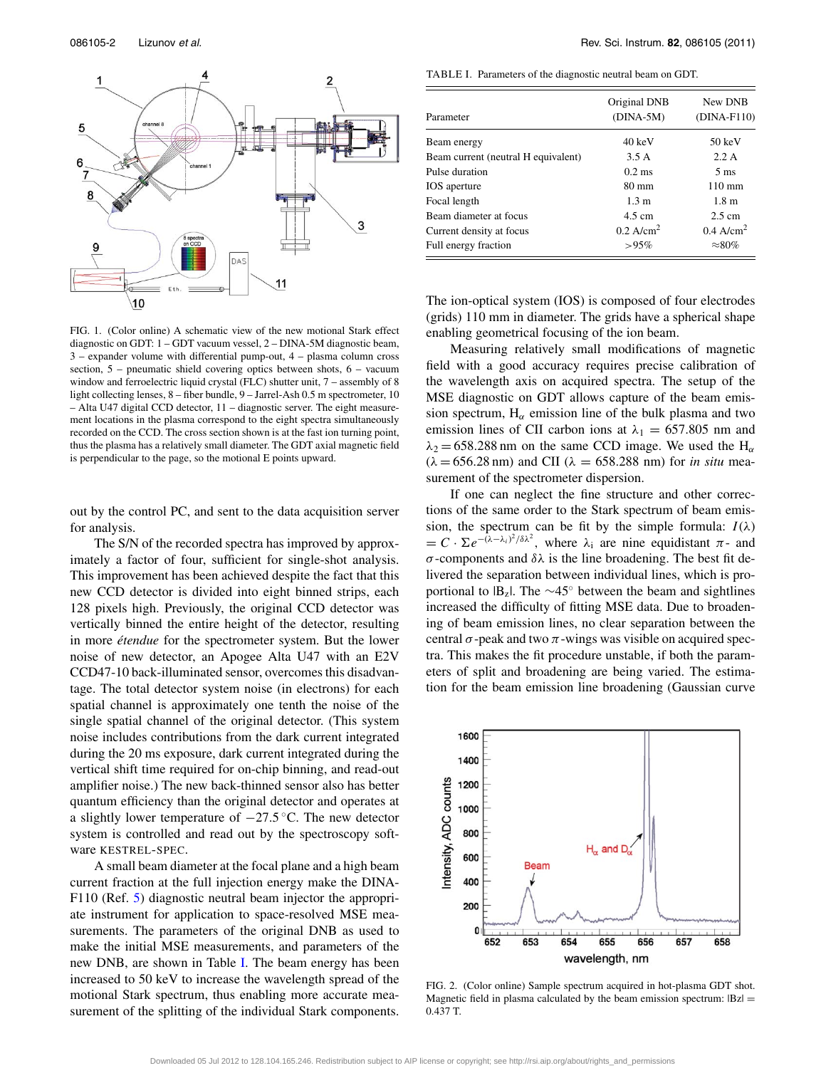FIG. 1. (Color online) A schematic view of the new motional Stark effect diagnostic on GDT: 1 – GDT vacuum vessel, 2 – DINA-5M diagnostic beam, 3 – expander volume with differential pump-out, 4 – plasma column cross section, 5 – pneumatic shield covering optics between shots, 6 – vacuum window and ferroelectric liquid crystal (FLC) shutter unit, 7 – assembly of 8 light collecting lenses, 8 – fiber bundle, 9 – Jarrel-Ash 0.5 m spectrometer, 10 – Alta U47 digital CCD detector, 11 – diagnostic server. The eight measurement locations in the plasma correspond to the eight spectra simultaneously recorded on the CCD. The cross section shown is at the fast ion turning point, thus the plasma has a relatively small diameter. The GDT axial magnetic field is perpendicular to the page, so the motional E points upward.

out by the control PC, and sent to the data acquisition server for analysis.

The S/N of the recorded spectra has improved by approximately a factor of four, sufficient for single-shot analysis. This improvement has been achieved despite the fact that this new CCD detector is divided into eight binned strips, each 128 pixels high. Previously, the original CCD detector was vertically binned the entire height of the detector, resulting in more *étendue* for the spectrometer system. But the lower noise of new detector, an Apogee Alta U47 with an E2V CCD47-10 back-illuminated sensor, overcomes this disadvantage. The total detector system noise (in electrons) for each spatial channel is approximately one tenth the noise of the single spatial channel of the original detector. (This system noise includes contributions from the dark current integrated during the 20 ms exposure, dark current integrated during the vertical shift time required for on-chip binning, and read-out amplifier noise.) The new back-thinned sensor also has better quantum efficiency than the original detector and operates at a slightly lower temperature of −27.5 °C. The new detector system is controlled and read out by the spectroscopy software KESTREL-SPEC.

A small beam diameter at the focal plane and a high beam current fraction at the full injection energy make the DINA-F110 (Ref. 5) diagnostic neutral beam injector the appropriate instrument for application to space-resolved MSE measurements. The parameters of the original DNB as used to make the initial MSE measurements, and parameters of the new DNB, are shown in Table I. The beam energy has been increased to 50 keV to increase the wavelength spread of the motional Stark spectrum, thus enabling more accurate measurement of the splitting of the individual Stark components.

TABLE I. Parameters of the diagnostic neutral beam on GDT.

| Parameter | Original DNB (DINA-5M) | New DNB (DINA-F110) |
|---|---|---|
| Beam energy | 40 keV | 50 keV |
| Beam current (neutral H equivalent) | 3.5 A | 2.2 A |
| Pulse duration | 0.2 ms | 5 ms |
| IOS aperture | 80 mm | 110 mm |
| Focal length | 1.3 m | 1.8 m |
| Beam diameter at focus | 4.5 cm | 2.5 cm |
| Current density at focus | 0.2 A/cm$^2$ | 0.4 A/cm$^2$ |
| Full energy fraction | >95% | ≈80% |

The ion-optical system (IOS) is composed of four electrodes (grids) 110 mm in diameter. The grids have a spherical shape enabling geometrical focusing of the ion beam.

Measuring relatively small modifications of magnetic field with a good accuracy requires precise calibration of the wavelength axis on acquired spectra. The setup of the MSE diagnostic on GDT allows capture of the beam emission spectrum, $H_\alpha$ emission line of the bulk plasma and two emission lines of CII carbon ions at $\lambda_1 = 657.805$ nm and $\lambda_2 = 658.288$ nm on the same CCD image. We used the $H_\alpha$ ($\lambda = 656.28$ nm) and CII ($\lambda = 658.288$ nm) for *in situ* measurement of the spectrometer dispersion.

If one can neglect the fine structure and other corrections of the same order to the Stark spectrum of beam emission, the spectrum can be fit by the simple formula: $I(\lambda) = C \cdot \Sigma e^{-(\lambda-\lambda_i)^2/\delta\lambda^2}$, where $\lambda_i$ are nine equidistant $\pi$- and $\sigma$-components and $\delta\lambda$ is the line broadening. The best fit delivered the separation between individual lines, which is proportional to $|B_z|$. The ~45° between the beam and sightlines increased the difficulty of fitting MSE data. Due to broadening of beam emission lines, no clear separation between the central $\sigma$-peak and two $\pi$-wings was visible on acquired spectra. This makes the fit procedure unstable, if both the parameters of split and broadening are being varied. The estimation for the beam emission line broadening (Gaussian curve

FIG. 2. (Color online) Sample spectrum acquired in hot-plasma GDT shot. Magnetic field in plasma calculated by the beam emission spectrum: $|Bz| = 0.437$ T.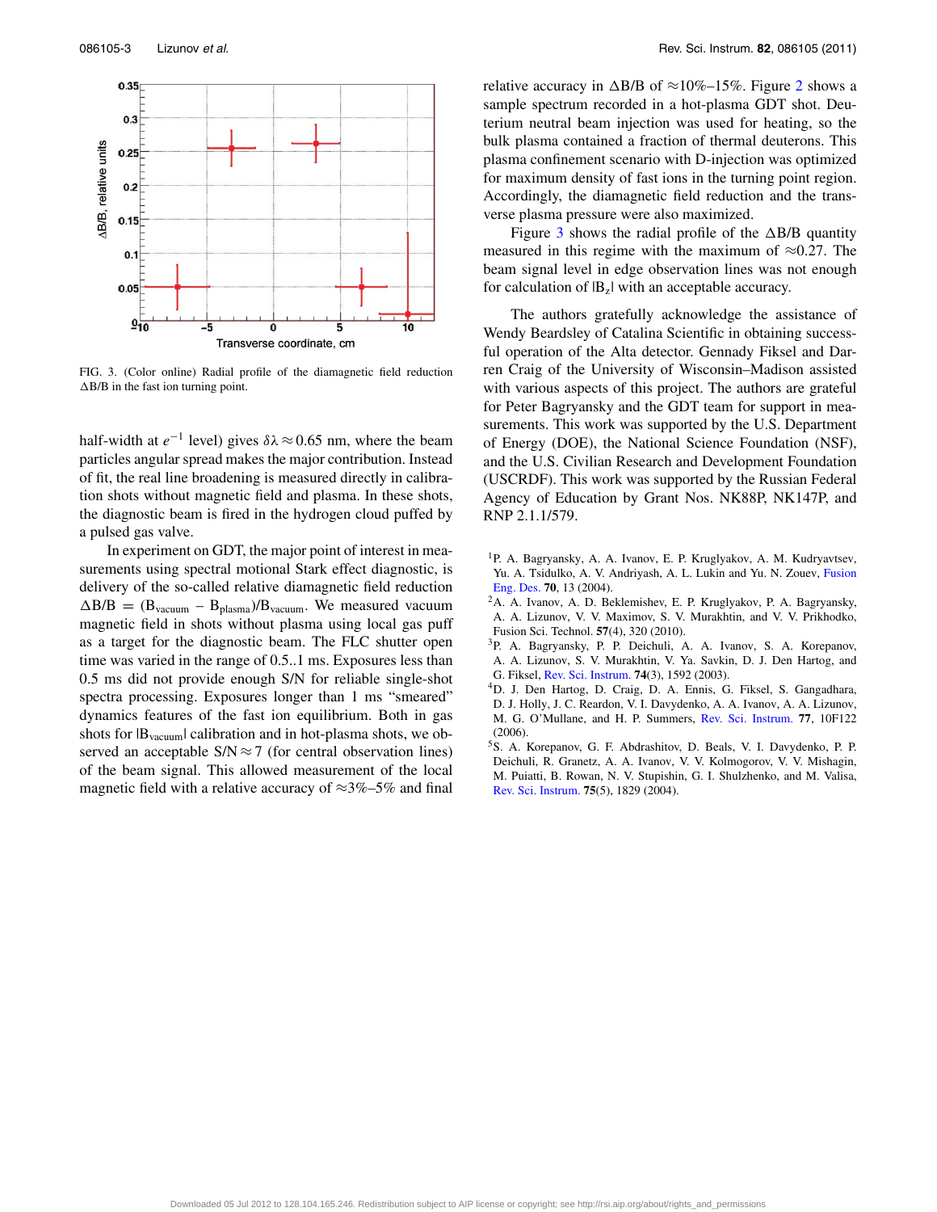0.35
0.3
0.25
0.2
0.15
0.1
0.05
0
ΔB/B, relative units
-10
-5
0
5
10
Transverse coordinate, cm

FIG. 3. (Color online) Radial profile of the diamagnetic field reduction ΔB/B in the fast ion turning point.

half-width at $e^{-1}$ level) gives $\delta\lambda \approx 0.65$ nm, where the beam particles angular spread makes the major contribution. Instead of fit, the real line broadening is measured directly in calibration shots without magnetic field and plasma. In these shots, the diagnostic beam is fired in the hydrogen cloud puffed by a pulsed gas valve.

In experiment on GDT, the major point of interest in measurements using spectral motional Stark effect diagnostic, is delivery of the so-called relative diamagnetic field reduction $\Delta B/B = (B_{vacuum} - B_{plasma})/B_{vacuum}$. We measured vacuum magnetic field in shots without plasma using local gas puff as a target for the diagnostic beam. The FLC shutter open time was varied in the range of 0.5..1 ms. Exposures less than 0.5 ms did not provide enough S/N for reliable single-shot spectra processing. Exposures longer than 1 ms "smeared" dynamics features of the fast ion equilibrium. Both in gas shots for $|B_{vacuum}|$ calibration and in hot-plasma shots, we observed an acceptable S/N ≈ 7 (for central observation lines) of the beam signal. This allowed measurement of the local magnetic field with a relative accuracy of ≈3%–5% and final relative accuracy in ΔB/B of ≈10%–15%. Figure 2 shows a sample spectrum recorded in a hot-plasma GDT shot. Deuterium neutral beam injection was used for heating, so the bulk plasma contained a fraction of thermal deuterons. This plasma confinement scenario with D-injection was optimized for maximum density of fast ions in the turning point region. Accordingly, the diamagnetic field reduction and the transverse plasma pressure were also maximized.

Figure 3 shows the radial profile of the ΔB/B quantity measured in this regime with the maximum of ≈0.27. The beam signal level in edge observation lines was not enough for calculation of $|B_z|$ with an acceptable accuracy.

The authors gratefully acknowledge the assistance of Wendy Beardsley of Catalina Scientific in obtaining successful operation of the Alta detector. Gennady Fiksel and Darren Craig of the University of Wisconsin–Madison assisted with various aspects of this project. The authors are grateful for Peter Bagryansky and the GDT team for support in measurements. This work was supported by the U.S. Department of Energy (DOE), the National Science Foundation (NSF), and the U.S. Civilian Research and Development Foundation (USCRDF). This work was supported by the Russian Federal Agency of Education by Grant Nos. NK88P, NK147P, and RNP 2.1.1/579.

[1] P. A. Bagryansky, A. A. Ivanov, E. P. Kruglyakov, A. M. Kudryavtsev, Yu. A. Tsidulko, A. V. Andriyash, A. L. Lukin and Yu. N. Zouev, Fusion Eng. Des. **70**, 13 (2004).

[2] A. A. Ivanov, A. D. Beklemishev, E. P. Kruglyakov, P. A. Bagryansky, A. A. Lizunov, V. V. Maximov, S. V. Murakhtin, and V. V. Prikhodko, Fusion Sci. Technol. **57**(4), 320 (2010).

[3] P. A. Bagryansky, P. P. Deichuli, A. A. Ivanov, S. A. Korepanov, A. A. Lizunov, S. V. Murakhtin, V. Ya. Savkin, D. J. Den Hartog, and G. Fiksel, Rev. Sci. Instrum. **74**(3), 1592 (2003).

[4] D. J. Den Hartog, D. Craig, D. A. Ennis, G. Fiksel, S. Gangadhara, D. J. Holly, J. C. Reardon, V. I. Davydenko, A. A. Ivanov, A. A. Lizunov, M. G. O'Mullane, and H. P. Summers, Rev. Sci. Instrum. **77**, 10F122 (2006).

[5] S. A. Korepanov, G. F. Abdrashitov, D. Beals, V. I. Davydenko, P. P. Deichuli, R. Granetz, A. A. Ivanov, V. V. Kolmogorov, V. V. Mishagin, M. Puiatti, B. Rowan, N. V. Stupishin, G. I. Shulzhenko, and M. Valisa, Rev. Sci. Instrum. **75**(5), 1829 (2004).